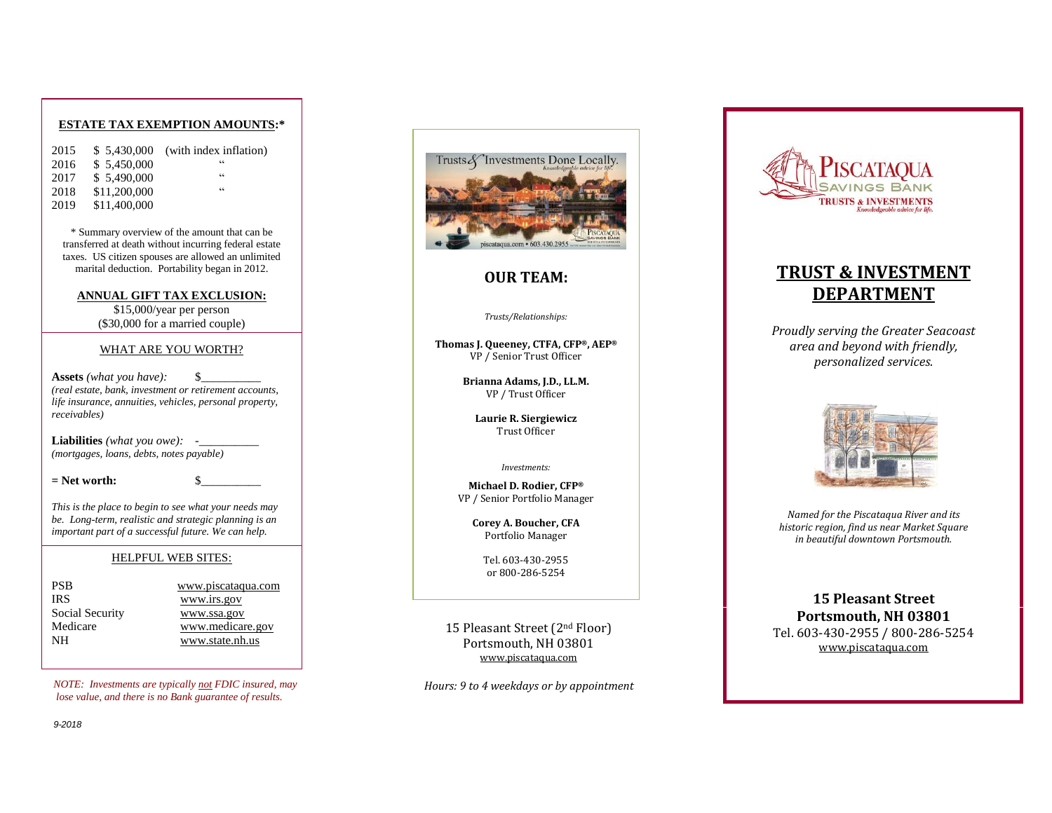## ESTATE TAX EXEMPTION AMOUNTS:*

| | | |
|---|---|---|
| 2015 | $ 5,430,000 | (with index inflation) |
| 2016 | $ 5,450,000 | " |
| 2017 | $ 5,490,000 | " |
| 2018 | $11,200,000 | " |
| 2019 | $11,400,000 | |

* Summary overview of the amount that can be transferred at death without incurring federal estate taxes. US citizen spouses are allowed an unlimited marital deduction. Portability began in 2012.

### ANNUAL GIFT TAX EXCLUSION:

$15,000/year per person
($30,000 for a married couple)

### WHAT ARE YOU WORTH?

**Assets** *(what you have):* $__________
*(real estate, bank, investment or retirement accounts, life insurance, annuities, vehicles, personal property, receivables)*

**Liabilities** *(what you owe):* -__________
*(mortgages, loans, debts, notes payable)*

**= Net worth:** $__________

*This is the place to begin to see what your needs may be. Long-term, realistic and strategic planning is an important part of a successful future. We can help.*

### HELPFUL WEB SITES:

| | |
|---|---|
| PSB | www.piscataqua.com |
| IRS | www.irs.gov |
| Social Security | www.ssa.gov |
| Medicare | www.medicare.gov |
| NH | www.state.nh.us |

*NOTE: Investments are typically not FDIC insured, may lose value, and there is no Bank guarantee of results.*

*9-2018*

Trusts & Investments Done Locally. *Knowledgeable advice for life.*
piscataqua.com • 603.430.2955

## OUR TEAM:

*Trusts/Relationships:*

**Thomas J. Queeney, CTFA, CFP®, AEP®**
VP / Senior Trust Officer

**Brianna Adams, J.D., LL.M.**
VP / Trust Officer

**Laurie R. Siergiewicz**
Trust Officer

*Investments:*

**Michael D. Rodier, CFP®**
VP / Senior Portfolio Manager

**Corey A. Boucher, CFA**
Portfolio Manager

Tel. 603-430-2955
or 800-286-5254

15 Pleasant Street (2nd Floor)
Portsmouth, NH 03801
www.piscataqua.com

*Hours: 9 to 4 weekdays or by appointment*

PISCATAQUA SAVINGS BANK
TRUSTS & INVESTMENTS
*Knowledgeable advice for life.*

# TRUST & INVESTMENT DEPARTMENT

*Proudly serving the Greater Seacoast area and beyond with friendly, personalized services.*

*Named for the Piscataqua River and its historic region, find us near Market Square in beautiful downtown Portsmouth.*

**15 Pleasant Street**
**Portsmouth, NH 03801**
Tel. 603-430-2955 / 800-286-5254
www.piscataqua.com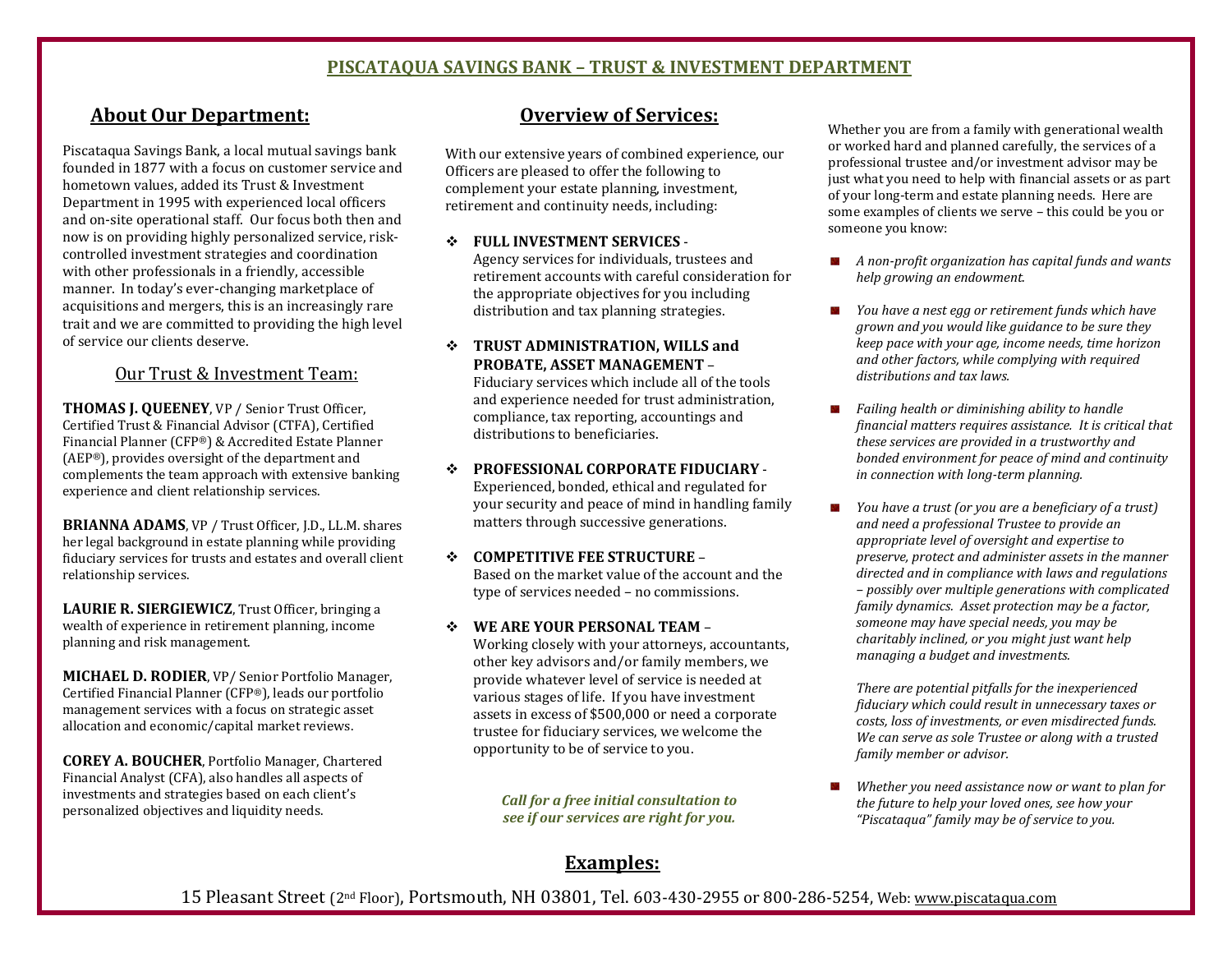# PISCATAQUA SAVINGS BANK – TRUST & INVESTMENT DEPARTMENT

## About Our Department:

Piscataqua Savings Bank, a local mutual savings bank founded in 1877 with a focus on customer service and hometown values, added its Trust & Investment Department in 1995 with experienced local officers and on-site operational staff. Our focus both then and now is on providing highly personalized service, risk-controlled investment strategies and coordination with other professionals in a friendly, accessible manner. In today's ever-changing marketplace of acquisitions and mergers, this is an increasingly rare trait and we are committed to providing the high level of service our clients deserve.

### Our Trust & Investment Team:

**THOMAS J. QUEENEY**, VP / Senior Trust Officer, Certified Trust & Financial Advisor (CTFA), Certified Financial Planner (CFP®) & Accredited Estate Planner (AEP®), provides oversight of the department and complements the team approach with extensive banking experience and client relationship services.

**BRIANNA ADAMS**, VP / Trust Officer, J.D., LL.M. shares her legal background in estate planning while providing fiduciary services for trusts and estates and overall client relationship services.

**LAURIE R. SIERGIEWICZ**, Trust Officer, bringing a wealth of experience in retirement planning, income planning and risk management.

**MICHAEL D. RODIER**, VP/ Senior Portfolio Manager, Certified Financial Planner (CFP®), leads our portfolio management services with a focus on strategic asset allocation and economic/capital market reviews.

**COREY A. BOUCHER**, Portfolio Manager, Chartered Financial Analyst (CFA), also handles all aspects of investments and strategies based on each client's personalized objectives and liquidity needs.

## Overview of Services:

With our extensive years of combined experience, our Officers are pleased to offer the following to complement your estate planning, investment, retirement and continuity needs, including:

- **FULL INVESTMENT SERVICES** - Agency services for individuals, trustees and retirement accounts with careful consideration for the appropriate objectives for you including distribution and tax planning strategies.
- **TRUST ADMINISTRATION, WILLS and PROBATE, ASSET MANAGEMENT** – Fiduciary services which include all of the tools and experience needed for trust administration, compliance, tax reporting, accountings and distributions to beneficiaries.
- **PROFESSIONAL CORPORATE FIDUCIARY** - Experienced, bonded, ethical and regulated for your security and peace of mind in handling family matters through successive generations.
- **COMPETITIVE FEE STRUCTURE** – Based on the market value of the account and the type of services needed – no commissions.
- **WE ARE YOUR PERSONAL TEAM** – Working closely with your attorneys, accountants, other key advisors and/or family members, we provide whatever level of service is needed at various stages of life. If you have investment assets in excess of $500,000 or need a corporate trustee for fiduciary services, we welcome the opportunity to be of service to you.

***Call for a free initial consultation to see if our services are right for you.***

## Examples:

Whether you are from a family with generational wealth or worked hard and planned carefully, the services of a professional trustee and/or investment advisor may be just what you need to help with financial assets or as part of your long-term and estate planning needs. Here are some examples of clients we serve – this could be you or someone you know:

- *A non-profit organization has capital funds and wants help growing an endowment.*
- *You have a nest egg or retirement funds which have grown and you would like guidance to be sure they keep pace with your age, income needs, time horizon and other factors, while complying with required distributions and tax laws.*
- *Failing health or diminishing ability to handle financial matters requires assistance. It is critical that these services are provided in a trustworthy and bonded environment for peace of mind and continuity in connection with long-term planning.*
- *You have a trust (or you are a beneficiary of a trust) and need a professional Trustee to provide an appropriate level of oversight and expertise to preserve, protect and administer assets in the manner directed and in compliance with laws and regulations – possibly over multiple generations with complicated family dynamics. Asset protection may be a factor, someone may have special needs, you may be charitably inclined, or you might just want help managing a budget and investments.*

  *There are potential pitfalls for the inexperienced fiduciary which could result in unnecessary taxes or costs, loss of investments, or even misdirected funds. We can serve as sole Trustee or along with a trusted family member or advisor.*
- *Whether you need assistance now or want to plan for the future to help your loved ones, see how your "Piscataqua" family may be of service to you.*

15 Pleasant Street (2nd Floor), Portsmouth, NH 03801, Tel. 603-430-2955 or 800-286-5254, Web: www.piscataqua.com